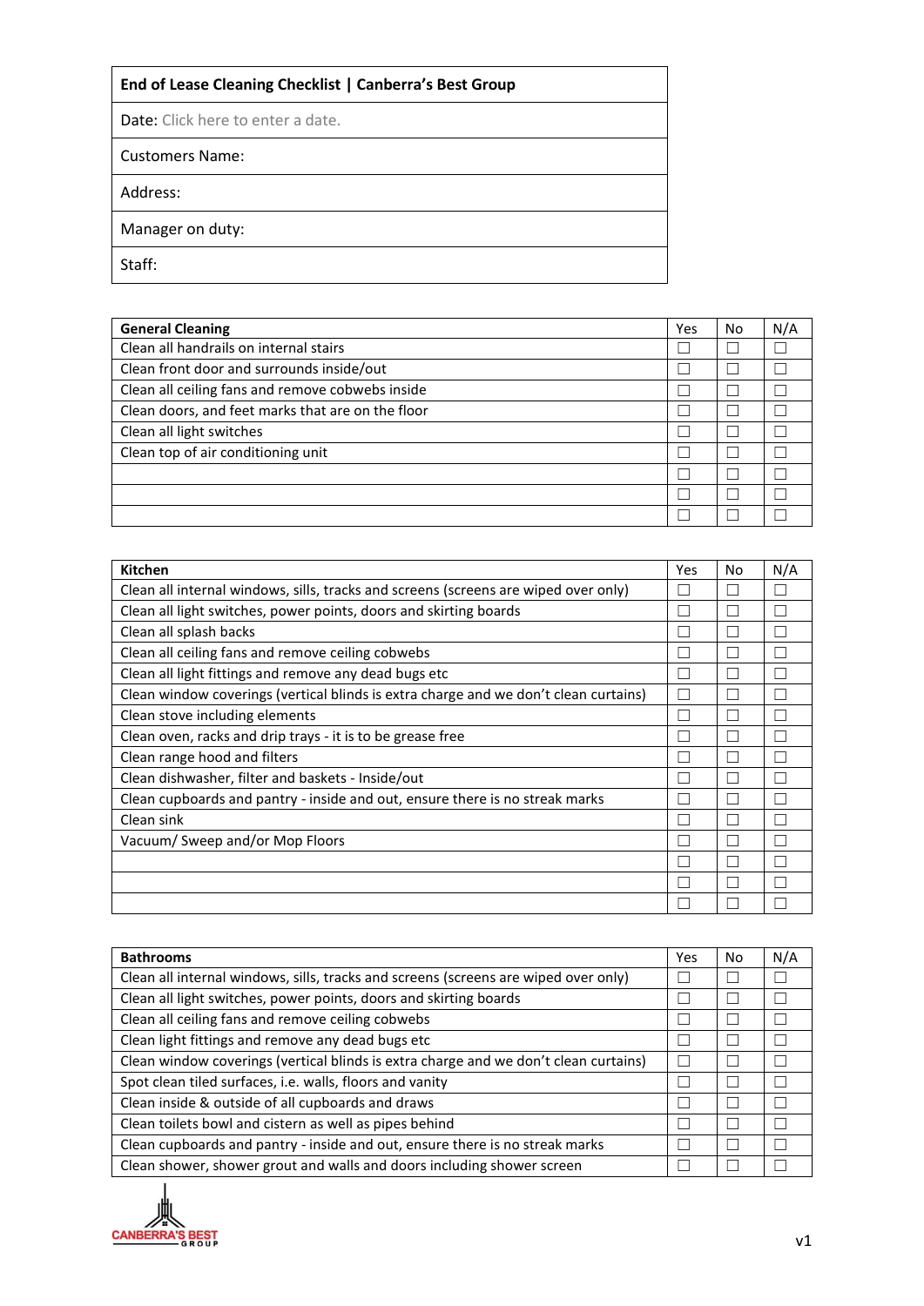| End of Lease Cleaning Checklist \| Canberra's Best Group |
|---|
| Date: Click here to enter a date. |
| Customers Name: |
| Address: |
| Manager on duty: |
| Staff: |

| General Cleaning | Yes | No | N/A |
|---|---|---|---|
| Clean all handrails on internal stairs | ☐ | ☐ | ☐ |
| Clean front door and surrounds inside/out | ☐ | ☐ | ☐ |
| Clean all ceiling fans and remove cobwebs inside | ☐ | ☐ | ☐ |
| Clean doors, and feet marks that are on the floor | ☐ | ☐ | ☐ |
| Clean all light switches | ☐ | ☐ | ☐ |
| Clean top of air conditioning unit | ☐ | ☐ | ☐ |
| | ☐ | ☐ | ☐ |
| | ☐ | ☐ | ☐ |
| | ☐ | ☐ | ☐ |

| Kitchen | Yes | No | N/A |
|---|---|---|---|
| Clean all internal windows, sills, tracks and screens (screens are wiped over only) | ☐ | ☐ | ☐ |
| Clean all light switches, power points, doors and skirting boards | ☐ | ☐ | ☐ |
| Clean all splash backs | ☐ | ☐ | ☐ |
| Clean all ceiling fans and remove ceiling cobwebs | ☐ | ☐ | ☐ |
| Clean all light fittings and remove any dead bugs etc | ☐ | ☐ | ☐ |
| Clean window coverings (vertical blinds is extra charge and we don't clean curtains) | ☐ | ☐ | ☐ |
| Clean stove including elements | ☐ | ☐ | ☐ |
| Clean oven, racks and drip trays - it is to be grease free | ☐ | ☐ | ☐ |
| Clean range hood and filters | ☐ | ☐ | ☐ |
| Clean dishwasher, filter and baskets - Inside/out | ☐ | ☐ | ☐ |
| Clean cupboards and pantry - inside and out, ensure there is no streak marks | ☐ | ☐ | ☐ |
| Clean sink | ☐ | ☐ | ☐ |
| Vacuum/ Sweep and/or Mop Floors | ☐ | ☐ | ☐ |
| | ☐ | ☐ | ☐ |
| | ☐ | ☐ | ☐ |
| | ☐ | ☐ | ☐ |

| Bathrooms | Yes | No | N/A |
|---|---|---|---|
| Clean all internal windows, sills, tracks and screens (screens are wiped over only) | ☐ | ☐ | ☐ |
| Clean all light switches, power points, doors and skirting boards | ☐ | ☐ | ☐ |
| Clean all ceiling fans and remove ceiling cobwebs | ☐ | ☐ | ☐ |
| Clean light fittings and remove any dead bugs etc | ☐ | ☐ | ☐ |
| Clean window coverings (vertical blinds is extra charge and we don't clean curtains) | ☐ | ☐ | ☐ |
| Spot clean tiled surfaces, i.e. walls, floors and vanity | ☐ | ☐ | ☐ |
| Clean inside & outside of all cupboards and draws | ☐ | ☐ | ☐ |
| Clean toilets bowl and cistern as well as pipes behind | ☐ | ☐ | ☐ |
| Clean cupboards and pantry - inside and out, ensure there is no streak marks | ☐ | ☐ | ☐ |
| Clean shower, shower grout and walls and doors including shower screen | ☐ | ☐ | ☐ |

CANBERRA'S BEST GROUP

v1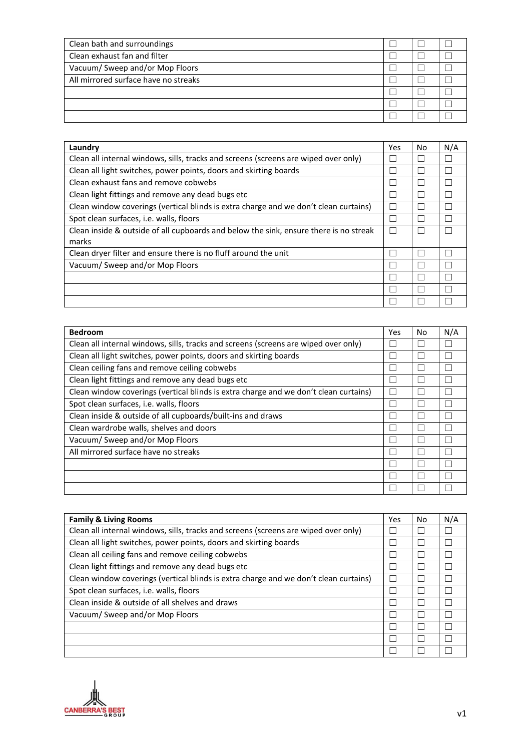| | | | |
|---|---|---|---|
| Clean bath and surroundings | ☐ | ☐ | ☐ |
| Clean exhaust fan and filter | ☐ | ☐ | ☐ |
| Vacuum/ Sweep and/or Mop Floors | ☐ | ☐ | ☐ |
| All mirrored surface have no streaks | ☐ | ☐ | ☐ |
| | ☐ | ☐ | ☐ |
| | ☐ | ☐ | ☐ |
| | ☐ | ☐ | ☐ |

| **Laundry** | Yes | No | N/A |
|---|---|---|---|
| Clean all internal windows, sills, tracks and screens (screens are wiped over only) | ☐ | ☐ | ☐ |
| Clean all light switches, power points, doors and skirting boards | ☐ | ☐ | ☐ |
| Clean exhaust fans and remove cobwebs | ☐ | ☐ | ☐ |
| Clean light fittings and remove any dead bugs etc | ☐ | ☐ | ☐ |
| Clean window coverings (vertical blinds is extra charge and we don't clean curtains) | ☐ | ☐ | ☐ |
| Spot clean surfaces, i.e. walls, floors | ☐ | ☐ | ☐ |
| Clean inside & outside of all cupboards and below the sink, ensure there is no streak marks | ☐ | ☐ | ☐ |
| Clean dryer filter and ensure there is no fluff around the unit | ☐ | ☐ | ☐ |
| Vacuum/ Sweep and/or Mop Floors | ☐ | ☐ | ☐ |
| | ☐ | ☐ | ☐ |
| | ☐ | ☐ | ☐ |
| | ☐ | ☐ | ☐ |

| **Bedroom** | Yes | No | N/A |
|---|---|---|---|
| Clean all internal windows, sills, tracks and screens (screens are wiped over only) | ☐ | ☐ | ☐ |
| Clean all light switches, power points, doors and skirting boards | ☐ | ☐ | ☐ |
| Clean ceiling fans and remove ceiling cobwebs | ☐ | ☐ | ☐ |
| Clean light fittings and remove any dead bugs etc | ☐ | ☐ | ☐ |
| Clean window coverings (vertical blinds is extra charge and we don't clean curtains) | ☐ | ☐ | ☐ |
| Spot clean surfaces, i.e. walls, floors | ☐ | ☐ | ☐ |
| Clean inside & outside of all cupboards/built-ins and draws | ☐ | ☐ | ☐ |
| Clean wardrobe walls, shelves and doors | ☐ | ☐ | ☐ |
| Vacuum/ Sweep and/or Mop Floors | ☐ | ☐ | ☐ |
| All mirrored surface have no streaks | ☐ | ☐ | ☐ |
| | ☐ | ☐ | ☐ |
| | ☐ | ☐ | ☐ |
| | ☐ | ☐ | ☐ |

| **Family & Living Rooms** | Yes | No | N/A |
|---|---|---|---|
| Clean all internal windows, sills, tracks and screens (screens are wiped over only) | ☐ | ☐ | ☐ |
| Clean all light switches, power points, doors and skirting boards | ☐ | ☐ | ☐ |
| Clean all ceiling fans and remove ceiling cobwebs | ☐ | ☐ | ☐ |
| Clean light fittings and remove any dead bugs etc | ☐ | ☐ | ☐ |
| Clean window coverings (vertical blinds is extra charge and we don't clean curtains) | ☐ | ☐ | ☐ |
| Spot clean surfaces, i.e. walls, floors | ☐ | ☐ | ☐ |
| Clean inside & outside of all shelves and draws | ☐ | ☐ | ☐ |
| Vacuum/ Sweep and/or Mop Floors | ☐ | ☐ | ☐ |
| | ☐ | ☐ | ☐ |
| | ☐ | ☐ | ☐ |
| | ☐ | ☐ | ☐ |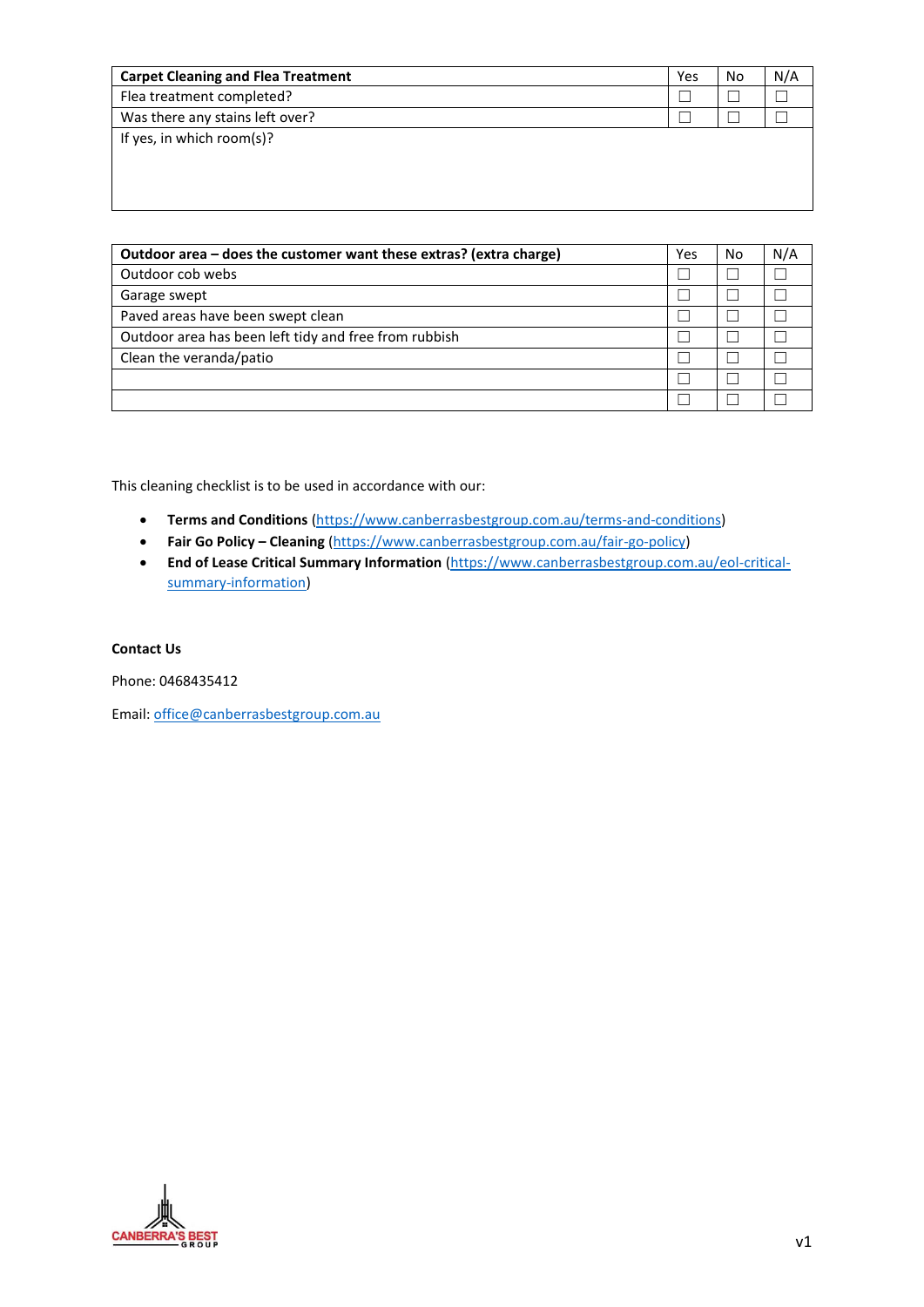| Carpet Cleaning and Flea Treatment | Yes | No | N/A |
|---|---|---|---|
| Flea treatment completed? | ☐ | ☐ | ☐ |
| Was there any stains left over? | ☐ | ☐ | ☐ |
| If yes, in which room(s)? | | | |

| Outdoor area – does the customer want these extras? (extra charge) | Yes | No | N/A |
|---|---|---|---|
| Outdoor cob webs | ☐ | ☐ | ☐ |
| Garage swept | ☐ | ☐ | ☐ |
| Paved areas have been swept clean | ☐ | ☐ | ☐ |
| Outdoor area has been left tidy and free from rubbish | ☐ | ☐ | ☐ |
| Clean the veranda/patio | ☐ | ☐ | ☐ |
| | ☐ | ☐ | ☐ |
| | ☐ | ☐ | ☐ |

This cleaning checklist is to be used in accordance with our:

- **Terms and Conditions** (https://www.canberrasbestgroup.com.au/terms-and-conditions)
- **Fair Go Policy – Cleaning** (https://www.canberrasbestgroup.com.au/fair-go-policy)
- **End of Lease Critical Summary Information** (https://www.canberrasbestgroup.com.au/eol-critical-summary-information)

**Contact Us**

Phone: 0468435412

Email: office@canberrasbestgroup.com.au

CANBERRA'S BEST GROUP

v1